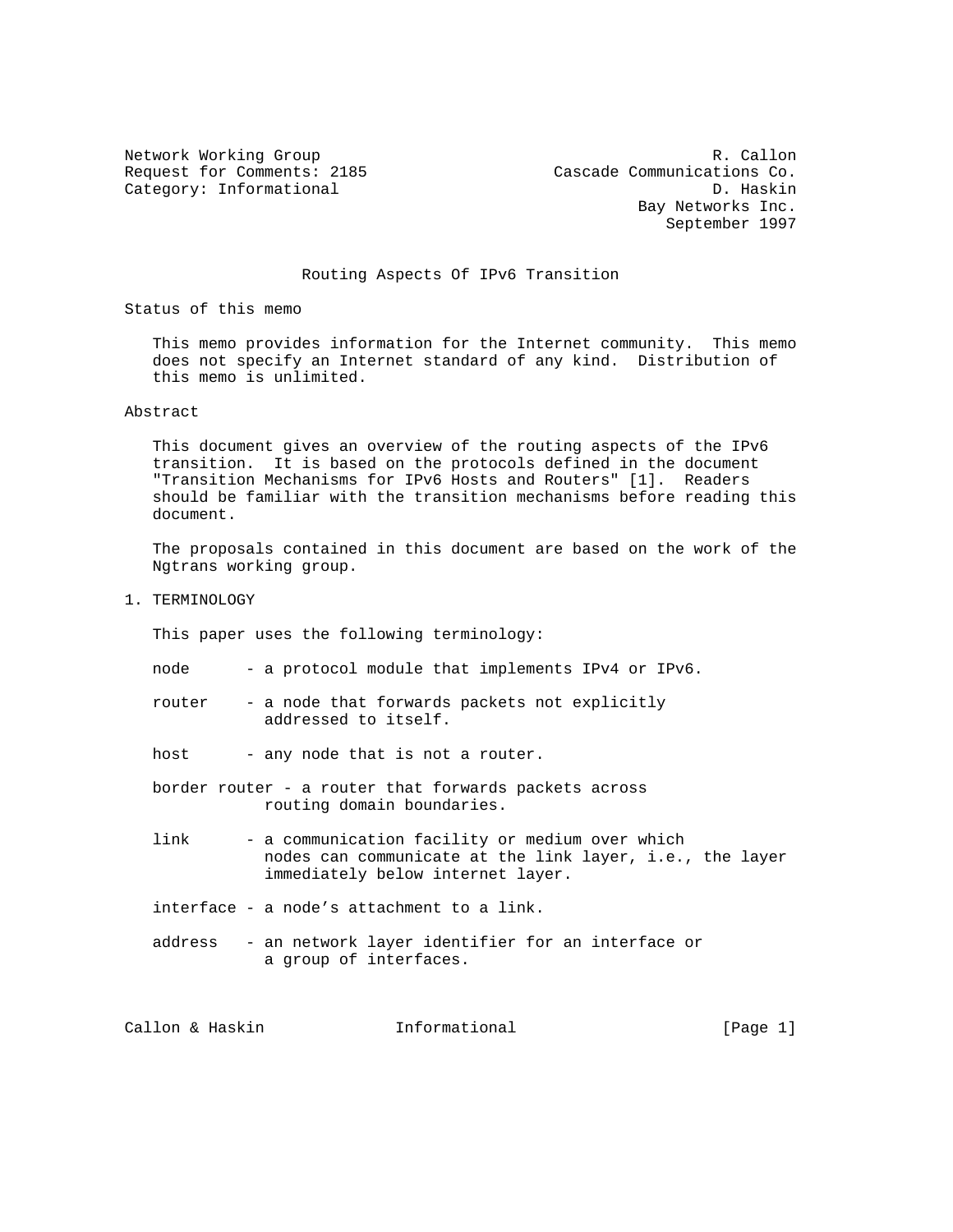Network Working Group R. Callon
Request for Comments: 2185 Cascade Communications Co.
Category: Informational D. Haskin
Bay Networks Inc.
September 1997

# Routing Aspects Of IPv6 Transition

## Status of this memo

This memo provides information for the Internet community. This memo does not specify an Internet standard of any kind. Distribution of this memo is unlimited.

## Abstract

This document gives an overview of the routing aspects of the IPv6 transition. It is based on the protocols defined in the document "Transition Mechanisms for IPv6 Hosts and Routers" [1]. Readers should be familiar with the transition mechanisms before reading this document.

The proposals contained in this document are based on the work of the Ngtrans working group.

## 1. TERMINOLOGY

This paper uses the following terminology:

- node - a protocol module that implements IPv4 or IPv6.
- router - a node that forwards packets not explicitly addressed to itself.
- host - any node that is not a router.
- border router - a router that forwards packets across routing domain boundaries.
- link - a communication facility or medium over which nodes can communicate at the link layer, i.e., the layer immediately below internet layer.
- interface - a node's attachment to a link.
- address - an network layer identifier for an interface or a group of interfaces.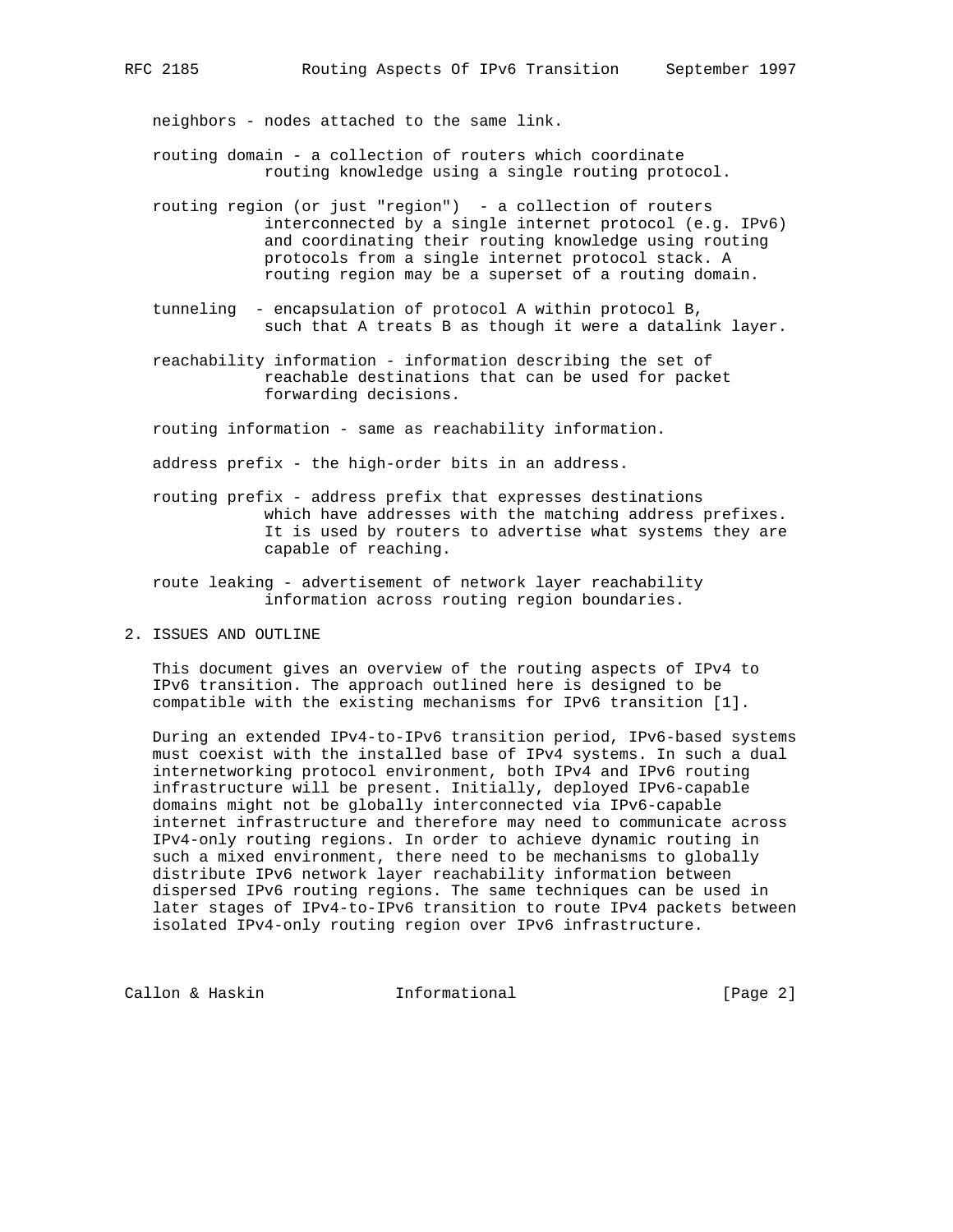neighbors - nodes attached to the same link.

routing domain - a collection of routers which coordinate routing knowledge using a single routing protocol.

routing region (or just "region") - a collection of routers interconnected by a single internet protocol (e.g. IPv6) and coordinating their routing knowledge using routing protocols from a single internet protocol stack. A routing region may be a superset of a routing domain.

tunneling - encapsulation of protocol A within protocol B, such that A treats B as though it were a datalink layer.

reachability information - information describing the set of reachable destinations that can be used for packet forwarding decisions.

routing information - same as reachability information.

address prefix - the high-order bits in an address.

routing prefix - address prefix that expresses destinations which have addresses with the matching address prefixes. It is used by routers to advertise what systems they are capable of reaching.

route leaking - advertisement of network layer reachability information across routing region boundaries.

## 2. ISSUES AND OUTLINE

This document gives an overview of the routing aspects of IPv4 to IPv6 transition. The approach outlined here is designed to be compatible with the existing mechanisms for IPv6 transition [1].

During an extended IPv4-to-IPv6 transition period, IPv6-based systems must coexist with the installed base of IPv4 systems. In such a dual internetworking protocol environment, both IPv4 and IPv6 routing infrastructure will be present. Initially, deployed IPv6-capable domains might not be globally interconnected via IPv6-capable internet infrastructure and therefore may need to communicate across IPv4-only routing regions. In order to achieve dynamic routing in such a mixed environment, there need to be mechanisms to globally distribute IPv6 network layer reachability information between dispersed IPv6 routing regions. The same techniques can be used in later stages of IPv4-to-IPv6 transition to route IPv4 packets between isolated IPv4-only routing region over IPv6 infrastructure.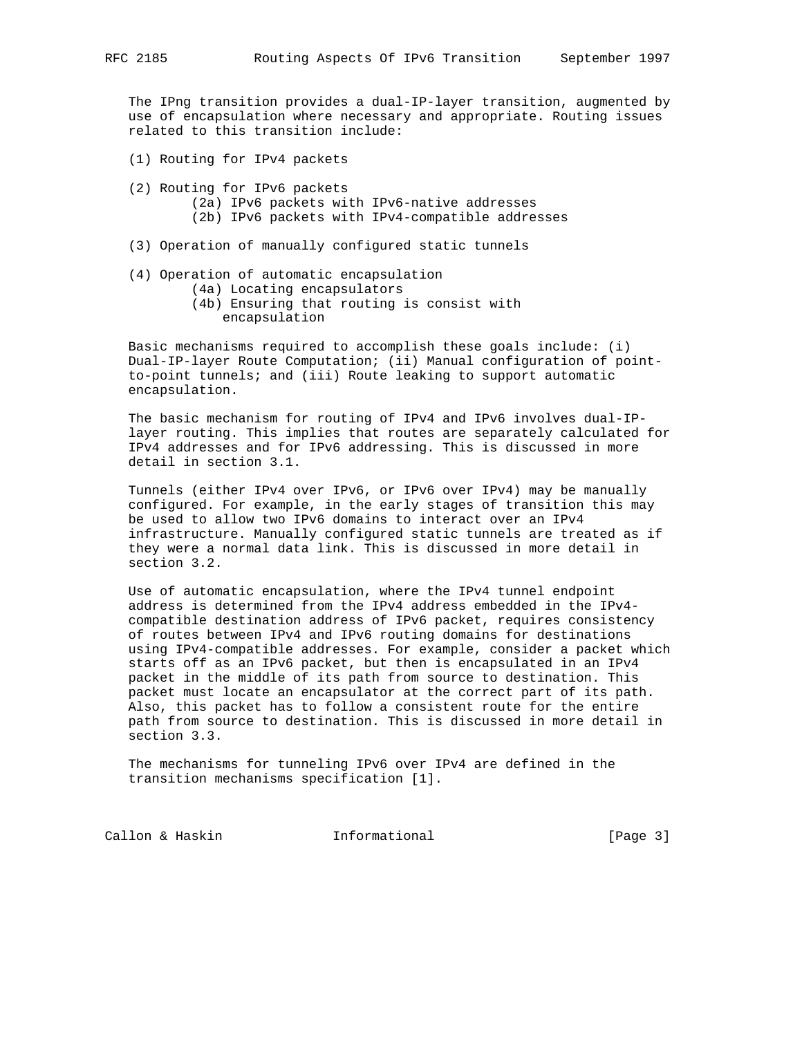The IPng transition provides a dual-IP-layer transition, augmented by use of encapsulation where necessary and appropriate. Routing issues related to this transition include:

(1) Routing for IPv4 packets

(2) Routing for IPv6 packets
   - (2a) IPv6 packets with IPv6-native addresses
   - (2b) IPv6 packets with IPv4-compatible addresses

(3) Operation of manually configured static tunnels

(4) Operation of automatic encapsulation
   - (4a) Locating encapsulators
   - (4b) Ensuring that routing is consist with encapsulation

Basic mechanisms required to accomplish these goals include: (i) Dual-IP-layer Route Computation; (ii) Manual configuration of point-to-point tunnels; and (iii) Route leaking to support automatic encapsulation.

The basic mechanism for routing of IPv4 and IPv6 involves dual-IP-layer routing. This implies that routes are separately calculated for IPv4 addresses and for IPv6 addressing. This is discussed in more detail in section 3.1.

Tunnels (either IPv4 over IPv6, or IPv6 over IPv4) may be manually configured. For example, in the early stages of transition this may be used to allow two IPv6 domains to interact over an IPv4 infrastructure. Manually configured static tunnels are treated as if they were a normal data link. This is discussed in more detail in section 3.2.

Use of automatic encapsulation, where the IPv4 tunnel endpoint address is determined from the IPv4 address embedded in the IPv4-compatible destination address of IPv6 packet, requires consistency of routes between IPv4 and IPv6 routing domains for destinations using IPv4-compatible addresses. For example, consider a packet which starts off as an IPv6 packet, but then is encapsulated in an IPv4 packet in the middle of its path from source to destination. This packet must locate an encapsulator at the correct part of its path. Also, this packet has to follow a consistent route for the entire path from source to destination. This is discussed in more detail in section 3.3.

The mechanisms for tunneling IPv6 over IPv4 are defined in the transition mechanisms specification [1].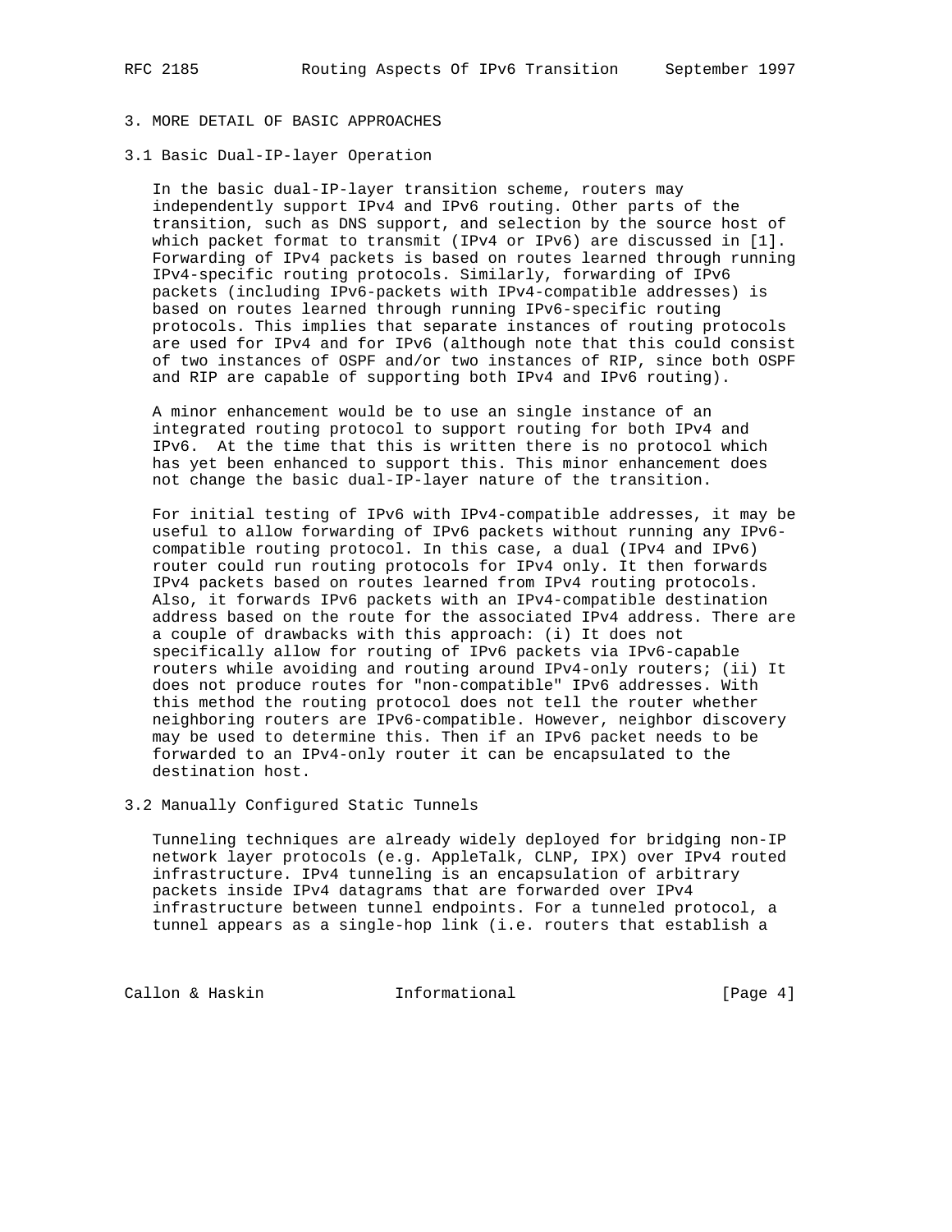## 3. MORE DETAIL OF BASIC APPROACHES

### 3.1 Basic Dual-IP-layer Operation

In the basic dual-IP-layer transition scheme, routers may independently support IPv4 and IPv6 routing. Other parts of the transition, such as DNS support, and selection by the source host of which packet format to transmit (IPv4 or IPv6) are discussed in [1]. Forwarding of IPv4 packets is based on routes learned through running IPv4-specific routing protocols. Similarly, forwarding of IPv6 packets (including IPv6-packets with IPv4-compatible addresses) is based on routes learned through running IPv6-specific routing protocols. This implies that separate instances of routing protocols are used for IPv4 and for IPv6 (although note that this could consist of two instances of OSPF and/or two instances of RIP, since both OSPF and RIP are capable of supporting both IPv4 and IPv6 routing).

A minor enhancement would be to use an single instance of an integrated routing protocol to support routing for both IPv4 and IPv6. At the time that this is written there is no protocol which has yet been enhanced to support this. This minor enhancement does not change the basic dual-IP-layer nature of the transition.

For initial testing of IPv6 with IPv4-compatible addresses, it may be useful to allow forwarding of IPv6 packets without running any IPv6-compatible routing protocol. In this case, a dual (IPv4 and IPv6) router could run routing protocols for IPv4 only. It then forwards IPv4 packets based on routes learned from IPv4 routing protocols. Also, it forwards IPv6 packets with an IPv4-compatible destination address based on the route for the associated IPv4 address. There are a couple of drawbacks with this approach: (i) It does not specifically allow for routing of IPv6 packets via IPv6-capable routers while avoiding and routing around IPv4-only routers; (ii) It does not produce routes for "non-compatible" IPv6 addresses. With this method the routing protocol does not tell the router whether neighboring routers are IPv6-compatible. However, neighbor discovery may be used to determine this. Then if an IPv6 packet needs to be forwarded to an IPv4-only router it can be encapsulated to the destination host.

### 3.2 Manually Configured Static Tunnels

Tunneling techniques are already widely deployed for bridging non-IP network layer protocols (e.g. AppleTalk, CLNP, IPX) over IPv4 routed infrastructure. IPv4 tunneling is an encapsulation of arbitrary packets inside IPv4 datagrams that are forwarded over IPv4 infrastructure between tunnel endpoints. For a tunneled protocol, a tunnel appears as a single-hop link (i.e. routers that establish a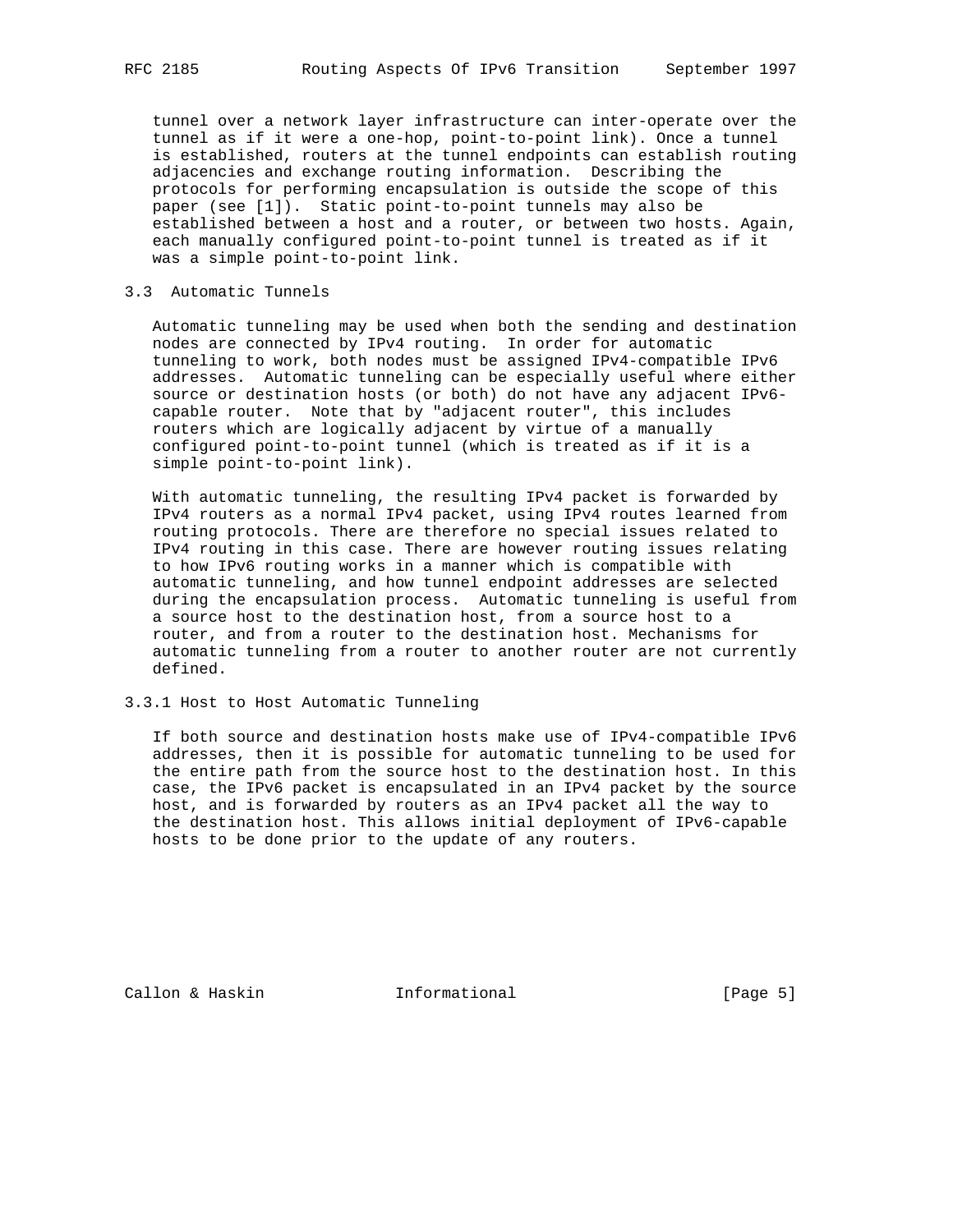tunnel over a network layer infrastructure can inter-operate over the tunnel as if it were a one-hop, point-to-point link). Once a tunnel is established, routers at the tunnel endpoints can establish routing adjacencies and exchange routing information. Describing the protocols for performing encapsulation is outside the scope of this paper (see [1]). Static point-to-point tunnels may also be established between a host and a router, or between two hosts. Again, each manually configured point-to-point tunnel is treated as if it was a simple point-to-point link.

### 3.3 Automatic Tunnels

Automatic tunneling may be used when both the sending and destination nodes are connected by IPv4 routing. In order for automatic tunneling to work, both nodes must be assigned IPv4-compatible IPv6 addresses. Automatic tunneling can be especially useful where either source or destination hosts (or both) do not have any adjacent IPv6-capable router. Note that by "adjacent router", this includes routers which are logically adjacent by virtue of a manually configured point-to-point tunnel (which is treated as if it is a simple point-to-point link).

With automatic tunneling, the resulting IPv4 packet is forwarded by IPv4 routers as a normal IPv4 packet, using IPv4 routes learned from routing protocols. There are therefore no special issues related to IPv4 routing in this case. There are however routing issues relating to how IPv6 routing works in a manner which is compatible with automatic tunneling, and how tunnel endpoint addresses are selected during the encapsulation process. Automatic tunneling is useful from a source host to the destination host, from a source host to a router, and from a router to the destination host. Mechanisms for automatic tunneling from a router to another router are not currently defined.

#### 3.3.1 Host to Host Automatic Tunneling

If both source and destination hosts make use of IPv4-compatible IPv6 addresses, then it is possible for automatic tunneling to be used for the entire path from the source host to the destination host. In this case, the IPv6 packet is encapsulated in an IPv4 packet by the source host, and is forwarded by routers as an IPv4 packet all the way to the destination host. This allows initial deployment of IPv6-capable hosts to be done prior to the update of any routers.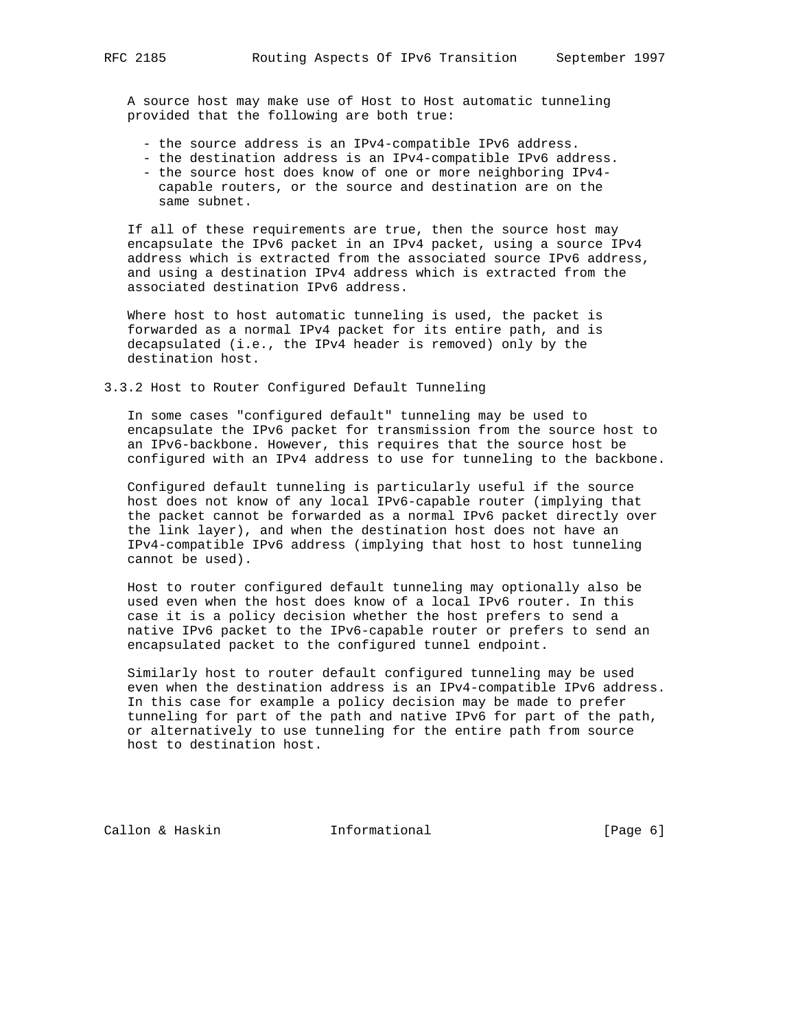A source host may make use of Host to Host automatic tunneling provided that the following are both true:

- the source address is an IPv4-compatible IPv6 address.
- the destination address is an IPv4-compatible IPv6 address.
- the source host does know of one or more neighboring IPv4-capable routers, or the source and destination are on the same subnet.

If all of these requirements are true, then the source host may encapsulate the IPv6 packet in an IPv4 packet, using a source IPv4 address which is extracted from the associated source IPv6 address, and using a destination IPv4 address which is extracted from the associated destination IPv6 address.

Where host to host automatic tunneling is used, the packet is forwarded as a normal IPv4 packet for its entire path, and is decapsulated (i.e., the IPv4 header is removed) only by the destination host.

### 3.3.2 Host to Router Configured Default Tunneling

In some cases "configured default" tunneling may be used to encapsulate the IPv6 packet for transmission from the source host to an IPv6-backbone. However, this requires that the source host be configured with an IPv4 address to use for tunneling to the backbone.

Configured default tunneling is particularly useful if the source host does not know of any local IPv6-capable router (implying that the packet cannot be forwarded as a normal IPv6 packet directly over the link layer), and when the destination host does not have an IPv4-compatible IPv6 address (implying that host to host tunneling cannot be used).

Host to router configured default tunneling may optionally also be used even when the host does know of a local IPv6 router. In this case it is a policy decision whether the host prefers to send a native IPv6 packet to the IPv6-capable router or prefers to send an encapsulated packet to the configured tunnel endpoint.

Similarly host to router default configured tunneling may be used even when the destination address is an IPv4-compatible IPv6 address. In this case for example a policy decision may be made to prefer tunneling for part of the path and native IPv6 for part of the path, or alternatively to use tunneling for the entire path from source host to destination host.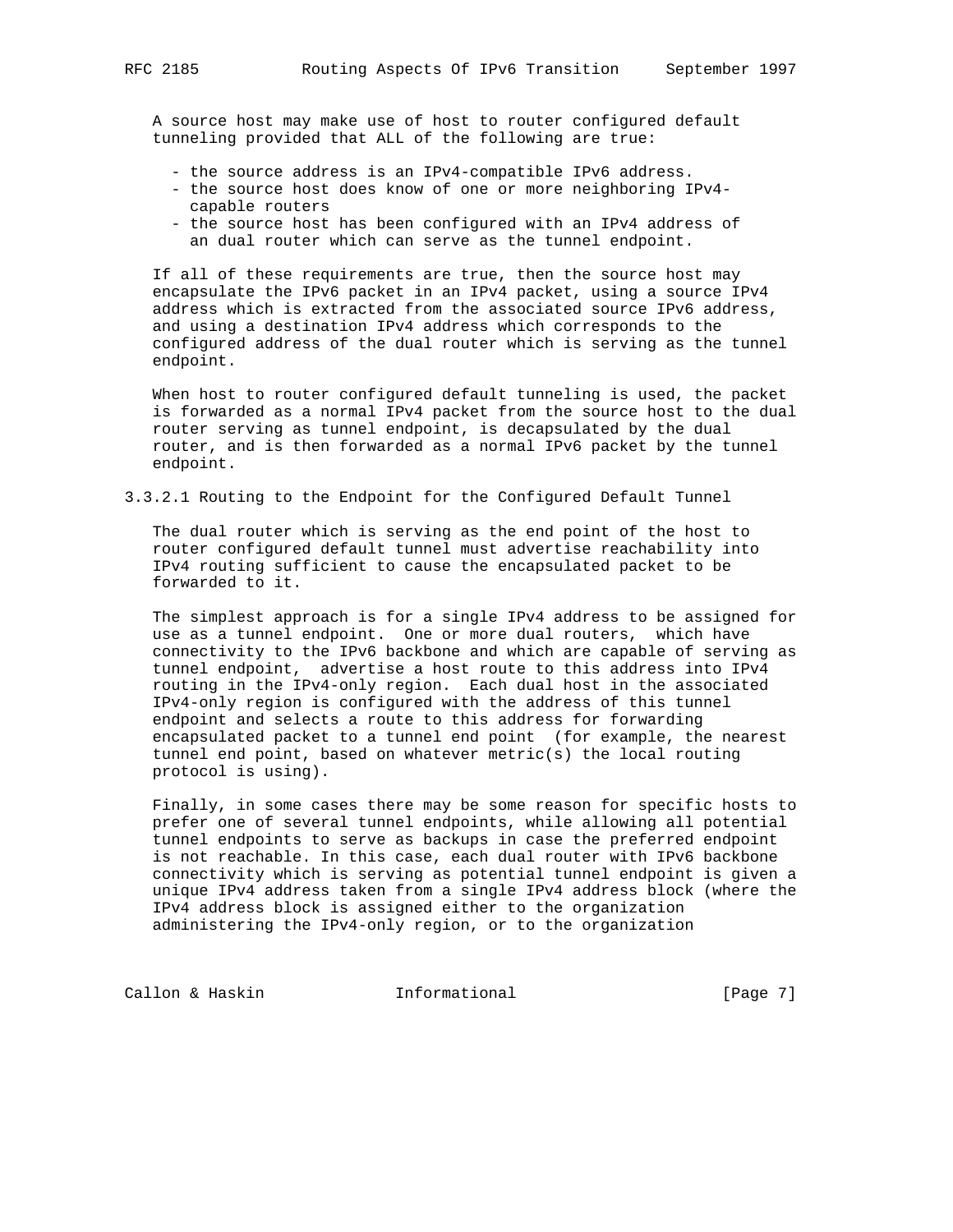A source host may make use of host to router configured default tunneling provided that ALL of the following are true:

- the source address is an IPv4-compatible IPv6 address.
- the source host does know of one or more neighboring IPv4-capable routers
- the source host has been configured with an IPv4 address of an dual router which can serve as the tunnel endpoint.

If all of these requirements are true, then the source host may encapsulate the IPv6 packet in an IPv4 packet, using a source IPv4 address which is extracted from the associated source IPv6 address, and using a destination IPv4 address which corresponds to the configured address of the dual router which is serving as the tunnel endpoint.

When host to router configured default tunneling is used, the packet is forwarded as a normal IPv4 packet from the source host to the dual router serving as tunnel endpoint, is decapsulated by the dual router, and is then forwarded as a normal IPv6 packet by the tunnel endpoint.

#### 3.3.2.1 Routing to the Endpoint for the Configured Default Tunnel

The dual router which is serving as the end point of the host to router configured default tunnel must advertise reachability into IPv4 routing sufficient to cause the encapsulated packet to be forwarded to it.

The simplest approach is for a single IPv4 address to be assigned for use as a tunnel endpoint. One or more dual routers, which have connectivity to the IPv6 backbone and which are capable of serving as tunnel endpoint, advertise a host route to this address into IPv4 routing in the IPv4-only region. Each dual host in the associated IPv4-only region is configured with the address of this tunnel endpoint and selects a route to this address for forwarding encapsulated packet to a tunnel end point (for example, the nearest tunnel end point, based on whatever metric(s) the local routing protocol is using).

Finally, in some cases there may be some reason for specific hosts to prefer one of several tunnel endpoints, while allowing all potential tunnel endpoints to serve as backups in case the preferred endpoint is not reachable. In this case, each dual router with IPv6 backbone connectivity which is serving as potential tunnel endpoint is given a unique IPv4 address taken from a single IPv4 address block (where the IPv4 address block is assigned either to the organization administering the IPv4-only region, or to the organization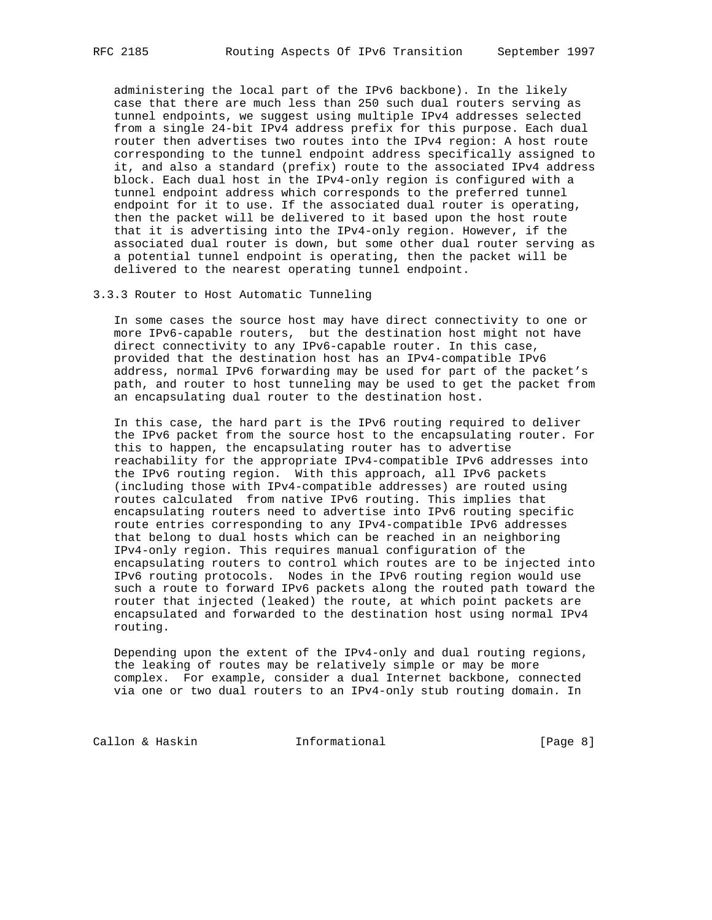administering the local part of the IPv6 backbone). In the likely case that there are much less than 250 such dual routers serving as tunnel endpoints, we suggest using multiple IPv4 addresses selected from a single 24-bit IPv4 address prefix for this purpose. Each dual router then advertises two routes into the IPv4 region: A host route corresponding to the tunnel endpoint address specifically assigned to it, and also a standard (prefix) route to the associated IPv4 address block. Each dual host in the IPv4-only region is configured with a tunnel endpoint address which corresponds to the preferred tunnel endpoint for it to use. If the associated dual router is operating, then the packet will be delivered to it based upon the host route that it is advertising into the IPv4-only region. However, if the associated dual router is down, but some other dual router serving as a potential tunnel endpoint is operating, then the packet will be delivered to the nearest operating tunnel endpoint.

### 3.3.3 Router to Host Automatic Tunneling

In some cases the source host may have direct connectivity to one or more IPv6-capable routers, but the destination host might not have direct connectivity to any IPv6-capable router. In this case, provided that the destination host has an IPv4-compatible IPv6 address, normal IPv6 forwarding may be used for part of the packet's path, and router to host tunneling may be used to get the packet from an encapsulating dual router to the destination host.

In this case, the hard part is the IPv6 routing required to deliver the IPv6 packet from the source host to the encapsulating router. For this to happen, the encapsulating router has to advertise reachability for the appropriate IPv4-compatible IPv6 addresses into the IPv6 routing region. With this approach, all IPv6 packets (including those with IPv4-compatible addresses) are routed using routes calculated from native IPv6 routing. This implies that encapsulating routers need to advertise into IPv6 routing specific route entries corresponding to any IPv4-compatible IPv6 addresses that belong to dual hosts which can be reached in an neighboring IPv4-only region. This requires manual configuration of the encapsulating routers to control which routes are to be injected into IPv6 routing protocols. Nodes in the IPv6 routing region would use such a route to forward IPv6 packets along the routed path toward the router that injected (leaked) the route, at which point packets are encapsulated and forwarded to the destination host using normal IPv4 routing.

Depending upon the extent of the IPv4-only and dual routing regions, the leaking of routes may be relatively simple or may be more complex. For example, consider a dual Internet backbone, connected via one or two dual routers to an IPv4-only stub routing domain. In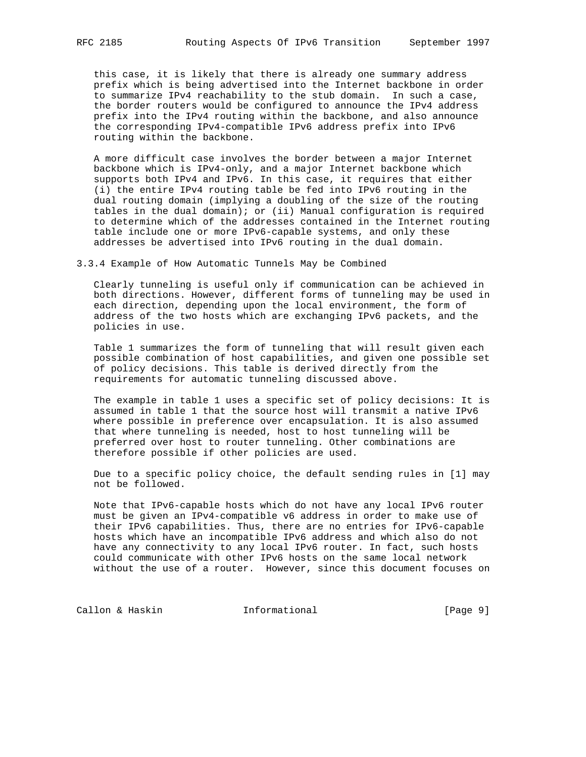this case, it is likely that there is already one summary address prefix which is being advertised into the Internet backbone in order to summarize IPv4 reachability to the stub domain. In such a case, the border routers would be configured to announce the IPv4 address prefix into the IPv4 routing within the backbone, and also announce the corresponding IPv4-compatible IPv6 address prefix into IPv6 routing within the backbone.

A more difficult case involves the border between a major Internet backbone which is IPv4-only, and a major Internet backbone which supports both IPv4 and IPv6. In this case, it requires that either (i) the entire IPv4 routing table be fed into IPv6 routing in the dual routing domain (implying a doubling of the size of the routing tables in the dual domain); or (ii) Manual configuration is required to determine which of the addresses contained in the Internet routing table include one or more IPv6-capable systems, and only these addresses be advertised into IPv6 routing in the dual domain.

### 3.3.4 Example of How Automatic Tunnels May be Combined

Clearly tunneling is useful only if communication can be achieved in both directions. However, different forms of tunneling may be used in each direction, depending upon the local environment, the form of address of the two hosts which are exchanging IPv6 packets, and the policies in use.

Table 1 summarizes the form of tunneling that will result given each possible combination of host capabilities, and given one possible set of policy decisions. This table is derived directly from the requirements for automatic tunneling discussed above.

The example in table 1 uses a specific set of policy decisions: It is assumed in table 1 that the source host will transmit a native IPv6 where possible in preference over encapsulation. It is also assumed that where tunneling is needed, host to host tunneling will be preferred over host to router tunneling. Other combinations are therefore possible if other policies are used.

Due to a specific policy choice, the default sending rules in [1] may not be followed.

Note that IPv6-capable hosts which do not have any local IPv6 router must be given an IPv4-compatible v6 address in order to make use of their IPv6 capabilities. Thus, there are no entries for IPv6-capable hosts which have an incompatible IPv6 address and which also do not have any connectivity to any local IPv6 router. In fact, such hosts could communicate with other IPv6 hosts on the same local network without the use of a router. However, since this document focuses on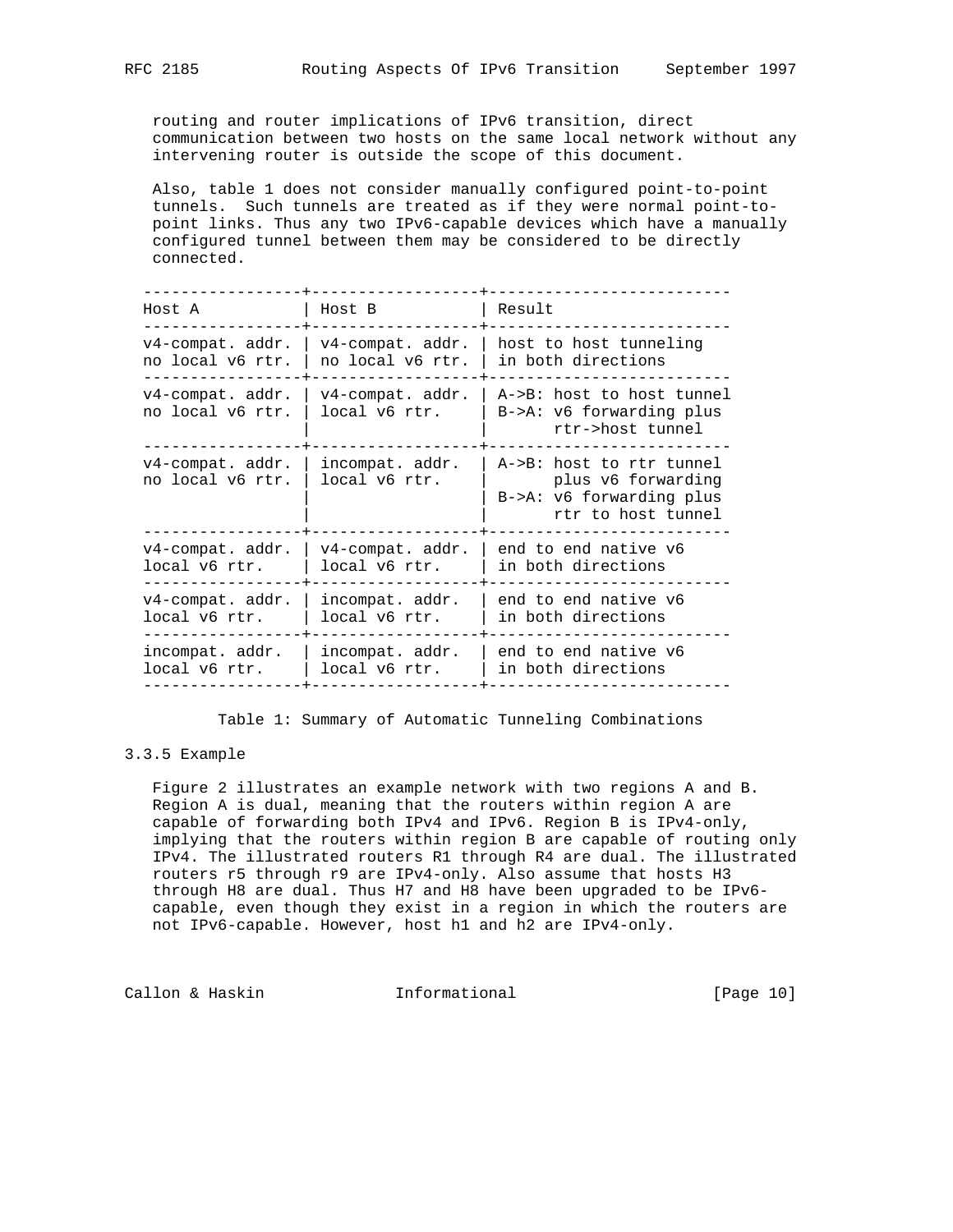routing and router implications of IPv6 transition, direct communication between two hosts on the same local network without any intervening router is outside the scope of this document.

Also, table 1 does not consider manually configured point-to-point tunnels. Such tunnels are treated as if they were normal point-to-point links. Thus any two IPv6-capable devices which have a manually configured tunnel between them may be considered to be directly connected.

| Host A | Host B | Result |
|---|---|---|
| v4-compat. addr. no local v6 rtr. | v4-compat. addr. no local v6 rtr. | host to host tunneling in both directions |
| v4-compat. addr. no local v6 rtr. | v4-compat. addr. local v6 rtr. | A->B: host to host tunnel B->A: v6 forwarding plus rtr->host tunnel |
| v4-compat. addr. no local v6 rtr. | incompat. addr. local v6 rtr. | A->B: host to rtr tunnel plus v6 forwarding B->A: v6 forwarding plus rtr to host tunnel |
| v4-compat. addr. local v6 rtr. | v4-compat. addr. local v6 rtr. | end to end native v6 in both directions |
| v4-compat. addr. local v6 rtr. | incompat. addr. local v6 rtr. | end to end native v6 in both directions |
| incompat. addr. local v6 rtr. | incompat. addr. local v6 rtr. | end to end native v6 in both directions |

Table 1: Summary of Automatic Tunneling Combinations

### 3.3.5 Example

Figure 2 illustrates an example network with two regions A and B. Region A is dual, meaning that the routers within region A are capable of forwarding both IPv4 and IPv6. Region B is IPv4-only, implying that the routers within region B are capable of routing only IPv4. The illustrated routers R1 through R4 are dual. The illustrated routers r5 through r9 are IPv4-only. Also assume that hosts H3 through H8 are dual. Thus H7 and H8 have been upgraded to be IPv6-capable, even though they exist in a region in which the routers are not IPv6-capable. However, host h1 and h2 are IPv4-only.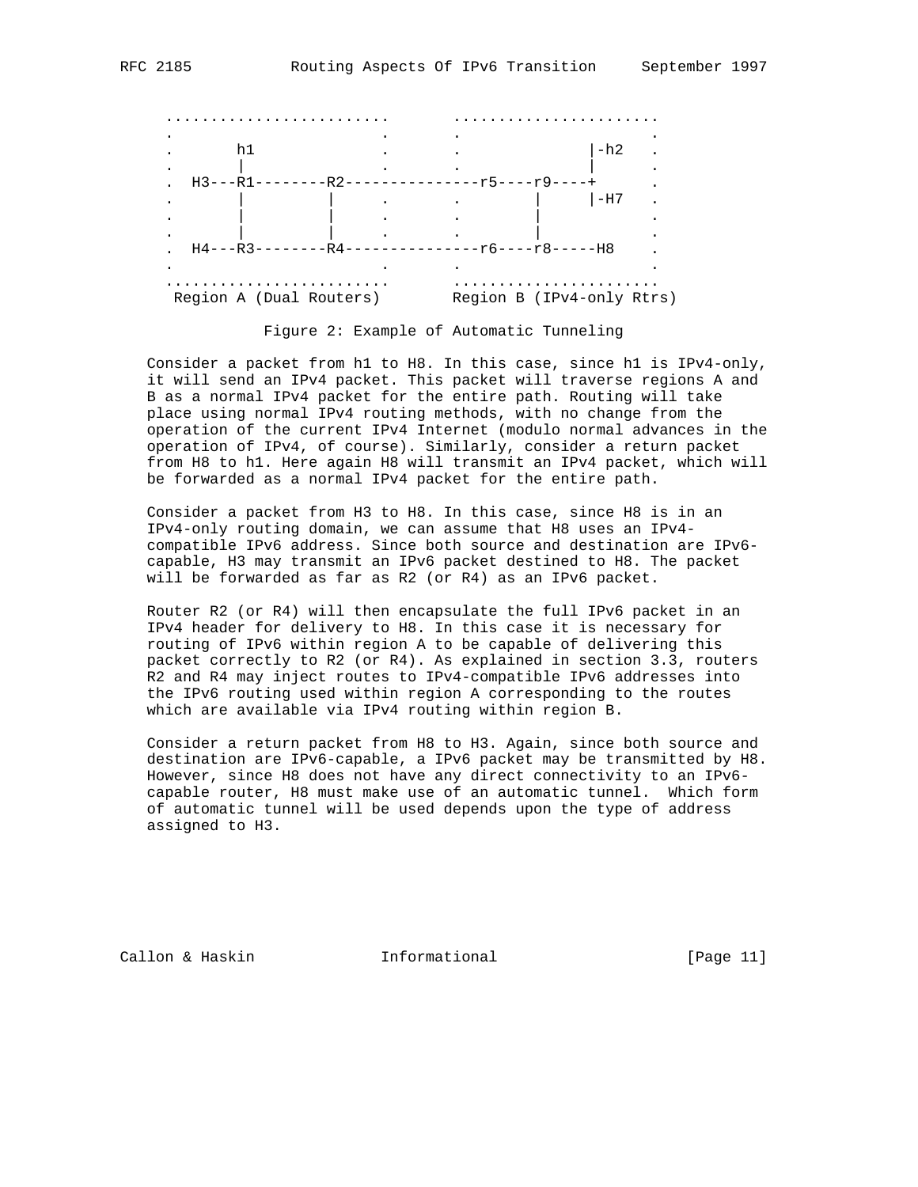```
     .........................       .......................
     .                       .       .                     .
     .       h1              .       .               |-h2  .
     .       |               .       .               |     .
     .  H3---R1--------R2----------------r5----r9----+     .
     .       |         |     .       .         |     |-H7  .
     .       |         |     .       .         |           .
     .       |         |     .       .         |           .
     .  H4---R3--------R4----------------r6----r8-----H8   .
     .                       .       .                     .
     .........................       .......................
      Region A (Dual Routers)        Region B (IPv4-only Rtrs)
```

Figure 2: Example of Automatic Tunneling

Consider a packet from h1 to H8. In this case, since h1 is IPv4-only, it will send an IPv4 packet. This packet will traverse regions A and B as a normal IPv4 packet for the entire path. Routing will take place using normal IPv4 routing methods, with no change from the operation of the current IPv4 Internet (modulo normal advances in the operation of IPv4, of course). Similarly, consider a return packet from H8 to h1. Here again H8 will transmit an IPv4 packet, which will be forwarded as a normal IPv4 packet for the entire path.

Consider a packet from H3 to H8. In this case, since H8 is in an IPv4-only routing domain, we can assume that H8 uses an IPv4-compatible IPv6 address. Since both source and destination are IPv6-capable, H3 may transmit an IPv6 packet destined to H8. The packet will be forwarded as far as R2 (or R4) as an IPv6 packet.

Router R2 (or R4) will then encapsulate the full IPv6 packet in an IPv4 header for delivery to H8. In this case it is necessary for routing of IPv6 within region A to be capable of delivering this packet correctly to R2 (or R4). As explained in section 3.3, routers R2 and R4 may inject routes to IPv4-compatible IPv6 addresses into the IPv6 routing used within region A corresponding to the routes which are available via IPv4 routing within region B.

Consider a return packet from H8 to H3. Again, since both source and destination are IPv6-capable, a IPv6 packet may be transmitted by H8. However, since H8 does not have any direct connectivity to an IPv6-capable router, H8 must make use of an automatic tunnel. Which form of automatic tunnel will be used depends upon the type of address assigned to H3.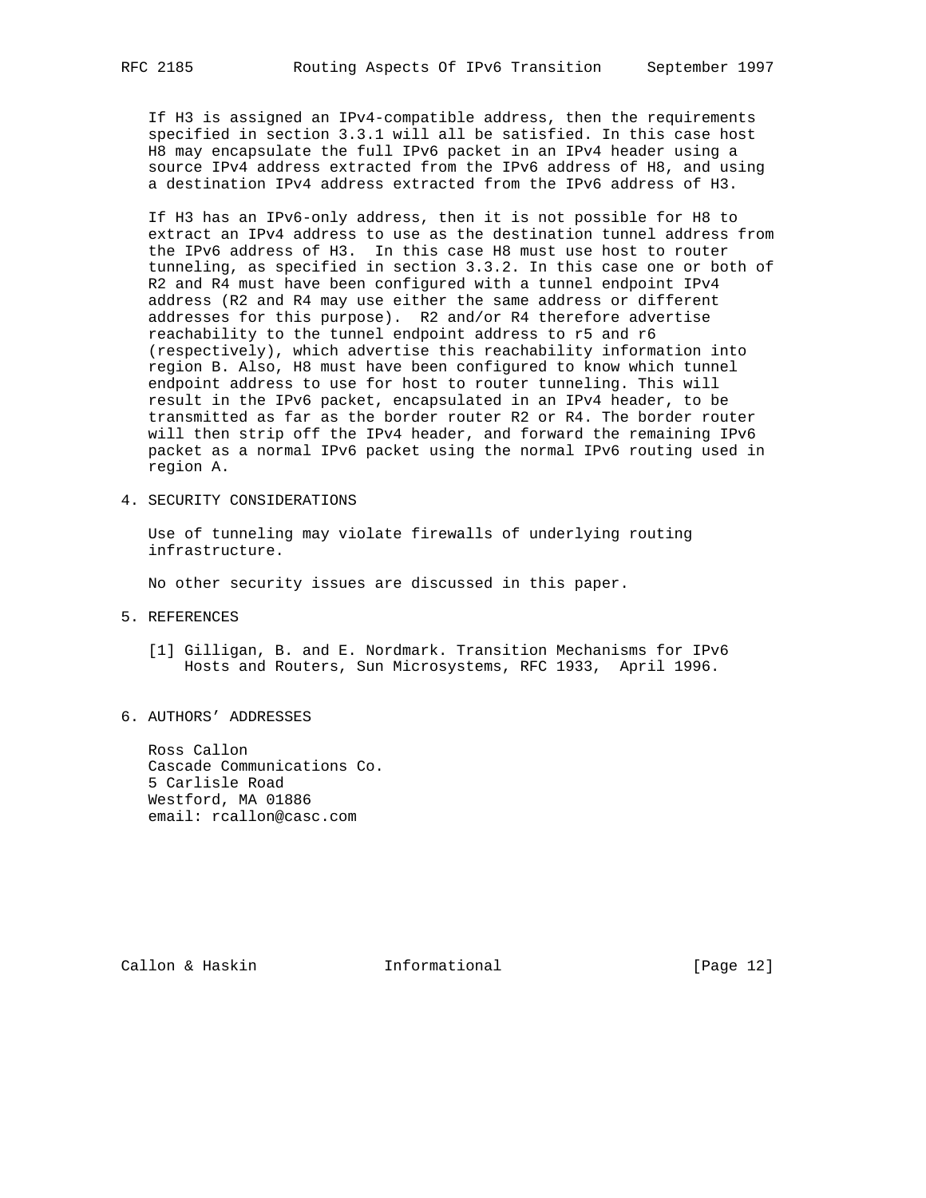If H3 is assigned an IPv4-compatible address, then the requirements specified in section 3.3.1 will all be satisfied. In this case host H8 may encapsulate the full IPv6 packet in an IPv4 header using a source IPv4 address extracted from the IPv6 address of H8, and using a destination IPv4 address extracted from the IPv6 address of H3.

If H3 has an IPv6-only address, then it is not possible for H8 to extract an IPv4 address to use as the destination tunnel address from the IPv6 address of H3. In this case H8 must use host to router tunneling, as specified in section 3.3.2. In this case one or both of R2 and R4 must have been configured with a tunnel endpoint IPv4 address (R2 and R4 may use either the same address or different addresses for this purpose). R2 and/or R4 therefore advertise reachability to the tunnel endpoint address to r5 and r6 (respectively), which advertise this reachability information into region B. Also, H8 must have been configured to know which tunnel endpoint address to use for host to router tunneling. This will result in the IPv6 packet, encapsulated in an IPv4 header, to be transmitted as far as the border router R2 or R4. The border router will then strip off the IPv4 header, and forward the remaining IPv6 packet as a normal IPv6 packet using the normal IPv6 routing used in region A.

## 4. SECURITY CONSIDERATIONS

Use of tunneling may violate firewalls of underlying routing infrastructure.

No other security issues are discussed in this paper.

## 5. REFERENCES

[1] Gilligan, B. and E. Nordmark. Transition Mechanisms for IPv6 Hosts and Routers, Sun Microsystems, RFC 1933, April 1996.

## 6. AUTHORS' ADDRESSES

Ross Callon
Cascade Communications Co.
5 Carlisle Road
Westford, MA 01886
email: rcallon@casc.com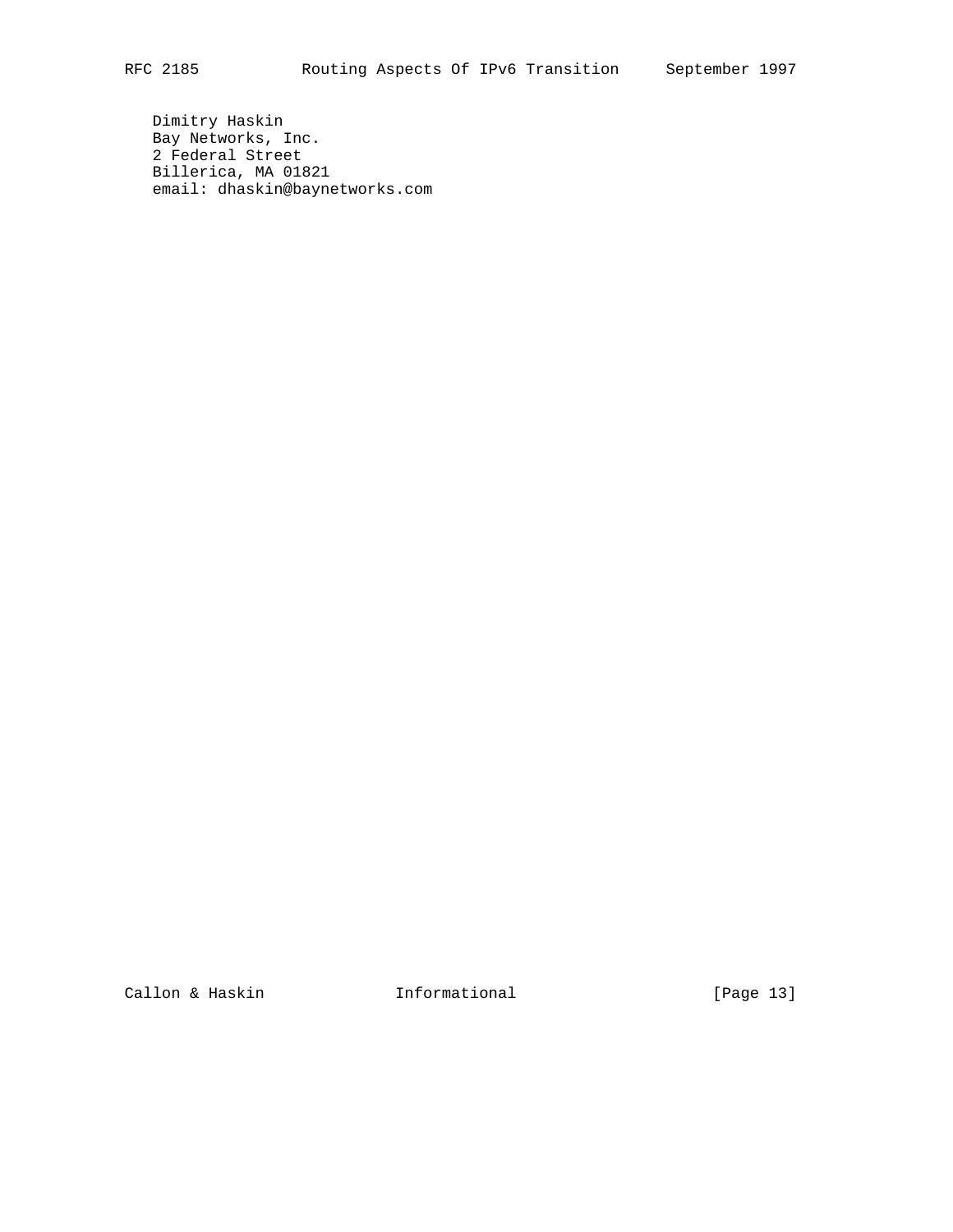Dimitry Haskin
Bay Networks, Inc.
2 Federal Street
Billerica, MA 01821
email: dhaskin@baynetworks.com